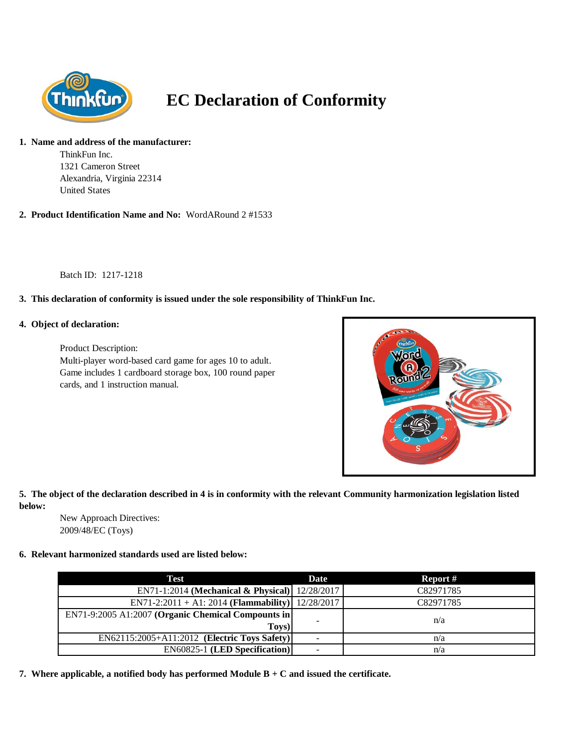# EC Declaration of Conformity

1. **Name and address of the manufacturer:**

   ThinkFun Inc.
   1321 Cameron Street
   Alexandria, Virginia 22314
   United States

2. **Product Identification Name and No:** WordARound 2 #1533

   Batch ID: 1217-1218

3. **This declaration of conformity is issued under the sole responsibility of ThinkFun Inc.**

4. **Object of declaration:**

   Product Description:
   Multi-player word-based card game for ages 10 to adult.
   Game includes 1 cardboard storage box, 100 round paper cards, and 1 instruction manual.

5. **The object of the declaration described in 4 is in conformity with the relevant Community harmonization legislation listed below:**

   New Approach Directives:
   2009/48/EC (Toys)

6. **Relevant harmonized standards used are listed below:**

| Test | Date | Report # |
|---|---|---|
| EN71-1:2014 **(Mechanical & Physical)** | 12/28/2017 | C82971785 |
| EN71-2:2011 + A1: 2014 **(Flammability)** | 12/28/2017 | C82971785 |
| EN71-9:2005 A1:2007 **(Organic Chemical Compounds in Toys)** | - | n/a |
| EN62115:2005+A11:2012 **(Electric Toys Safety)** | - | n/a |
| EN60825-1 **(LED Specification)** | - | n/a |

7. **Where applicable, a notified body has performed Module B + C and issued the certificate.**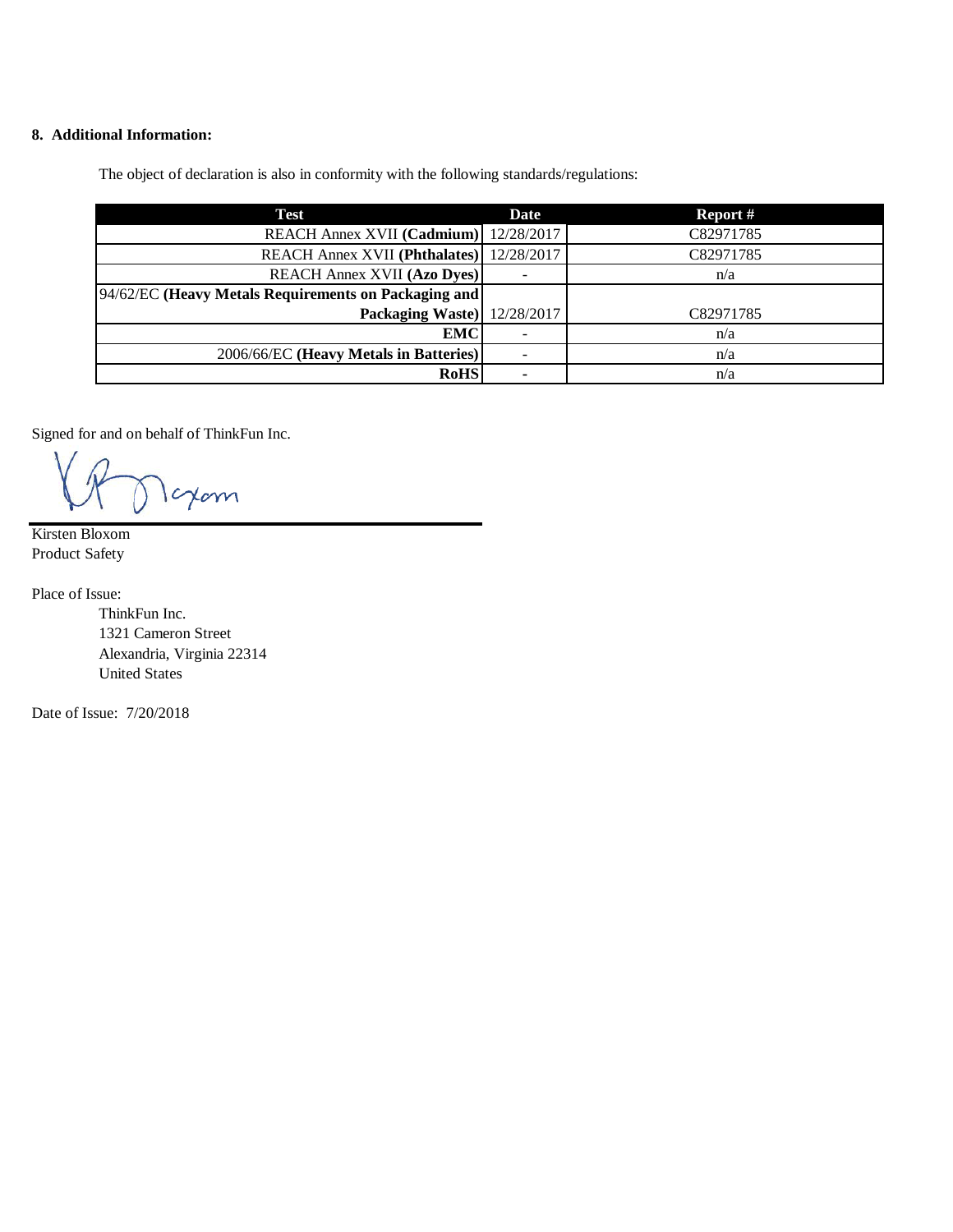**8. Additional Information:**

The object of declaration is also in conformity with the following standards/regulations:

| Test | Date | Report # |
| --- | --- | --- |
| REACH Annex XVII **(Cadmium)** | 12/28/2017 | C82971785 |
| REACH Annex XVII **(Phthalates)** | 12/28/2017 | C82971785 |
| REACH Annex XVII **(Azo Dyes)** | - | n/a |
| 94/62/EC **(Heavy Metals Requirements on Packaging and Packaging Waste)** | 12/28/2017 | C82971785 |
| **EMC** | - | n/a |
| 2006/66/EC **(Heavy Metals in Batteries)** | - | n/a |
| **RoHS** | - | n/a |

Signed for and on behalf of ThinkFun Inc.

Kirsten Bloxom
Product Safety

Place of Issue:

ThinkFun Inc.
1321 Cameron Street
Alexandria, Virginia 22314
United States

Date of Issue: 7/20/2018